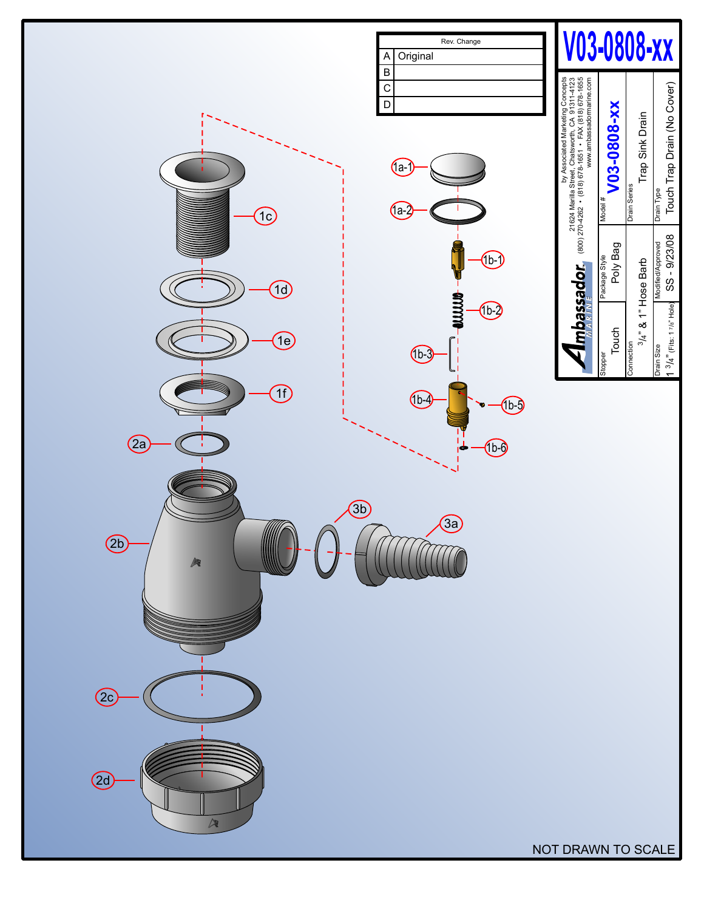# V03-0808-xx

| Rev. | Change |
| --- | --- |
| A | Original |
| B | |
| C | |
| D | |

**Ambassador MARINE**

by Associated Marketing Concepts
21624 Marilla Street, Chatsworth, CA 91311-4123
(800) 270-4262 • (818) 678-1651 • FAX (818) 678-1655
www.ambassadormarine.com

| Field | Value |
| --- | --- |
| Model # | V03-0808-xx |
| Drain Series | Trap Sink Drain |
| Drain Type | Touch Trap Drain (No Cover) |
| Stopper | Touch |
| Package Style | Poly Bag |
| Connection | $^{3}/_{4}$" & 1" Hose Barb |
| Drain Size | 1 $^{3}/_{4}$" (Fits: 1 $^{7}/_{8}$" Hole) |
| Modified/Approved | SS - 9/23/08 |

1a-1, 1a-2, 1b-1, 1b-2, 1b-3, 1b-4, 1b-5, 1b-6, 1c, 1d, 1e, 1f, 2a, 2b, 2c, 2d, 3a, 3b

NOT DRAWN TO SCALE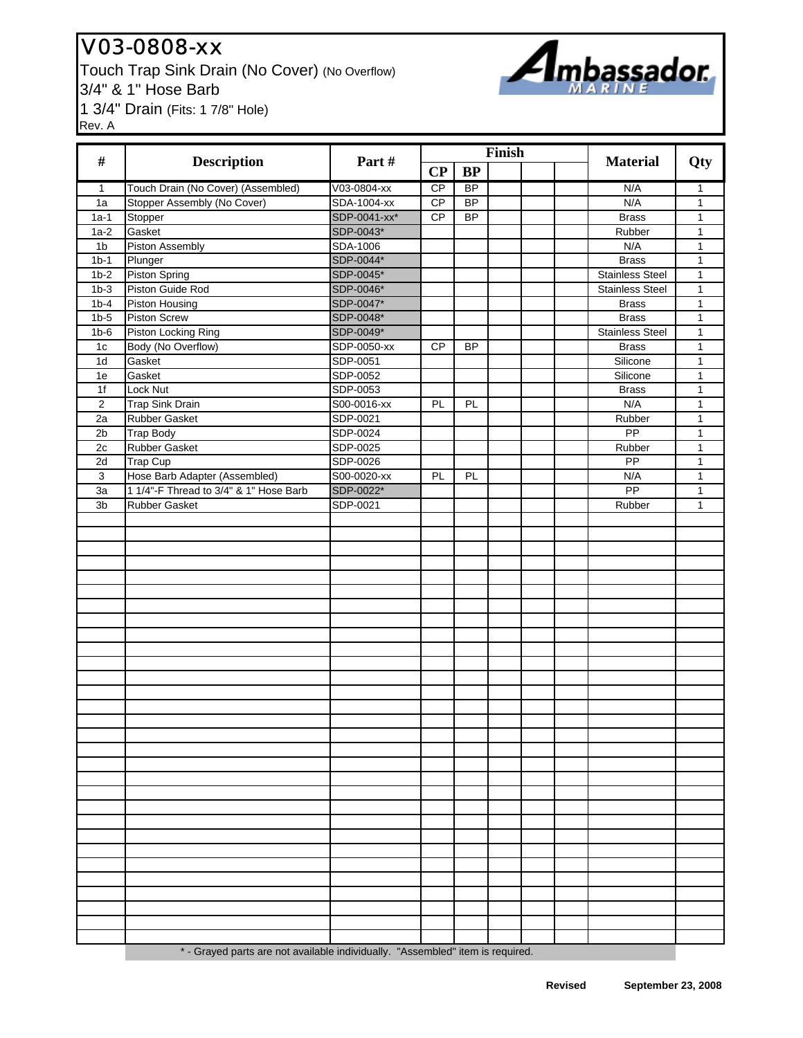# V03-0808-xx

Touch Trap Sink Drain (No Cover) (No Overflow)
3/4" & 1" Hose Barb
1 3/4" Drain (Fits: 1 7/8" Hole)
Rev. A

Ambassador MARINE

| # | Description | Part # | Finish | | | | | Material | Qty |
|---|---|---|---|---|---|---|---|---|---|
| | | | CP | BP | | | | | |
| 1 | Touch Drain (No Cover) (Assembled) | V03-0804-xx | CP | BP | | | | N/A | 1 |
| 1a | Stopper Assembly (No Cover) | SDA-1004-xx | CP | BP | | | | N/A | 1 |
| 1a-1 | Stopper | SDP-0041-xx* | CP | BP | | | | Brass | 1 |
| 1a-2 | Gasket | SDP-0043* | | | | | | Rubber | 1 |
| 1b | Piston Assembly | SDA-1006 | | | | | | N/A | 1 |
| 1b-1 | Plunger | SDP-0044* | | | | | | Brass | 1 |
| 1b-2 | Piston Spring | SDP-0045* | | | | | | Stainless Steel | 1 |
| 1b-3 | Piston Guide Rod | SDP-0046* | | | | | | Stainless Steel | 1 |
| 1b-4 | Piston Housing | SDP-0047* | | | | | | Brass | 1 |
| 1b-5 | Piston Screw | SDP-0048* | | | | | | Brass | 1 |
| 1b-6 | Piston Locking Ring | SDP-0049* | | | | | | Stainless Steel | 1 |
| 1c | Body (No Overflow) | SDP-0050-xx | CP | BP | | | | Brass | 1 |
| 1d | Gasket | SDP-0051 | | | | | | Silicone | 1 |
| 1e | Gasket | SDP-0052 | | | | | | Silicone | 1 |
| 1f | Lock Nut | SDP-0053 | | | | | | Brass | 1 |
| 2 | Trap Sink Drain | S00-0016-xx | PL | PL | | | | N/A | 1 |
| 2a | Rubber Gasket | SDP-0021 | | | | | | Rubber | 1 |
| 2b | Trap Body | SDP-0024 | | | | | | PP | 1 |
| 2c | Rubber Gasket | SDP-0025 | | | | | | Rubber | 1 |
| 2d | Trap Cup | SDP-0026 | | | | | | PP | 1 |
| 3 | Hose Barb Adapter (Assembled) | S00-0020-xx | PL | PL | | | | N/A | 1 |
| 3a | 1 1/4"-F Thread to 3/4" & 1" Hose Barb | SDP-0022* | | | | | | PP | 1 |
| 3b | Rubber Gasket | SDP-0021 | | | | | | Rubber | 1 |

* - Grayed parts are not available individually. "Assembled" item is required.

**Revised** **September 23, 2008**